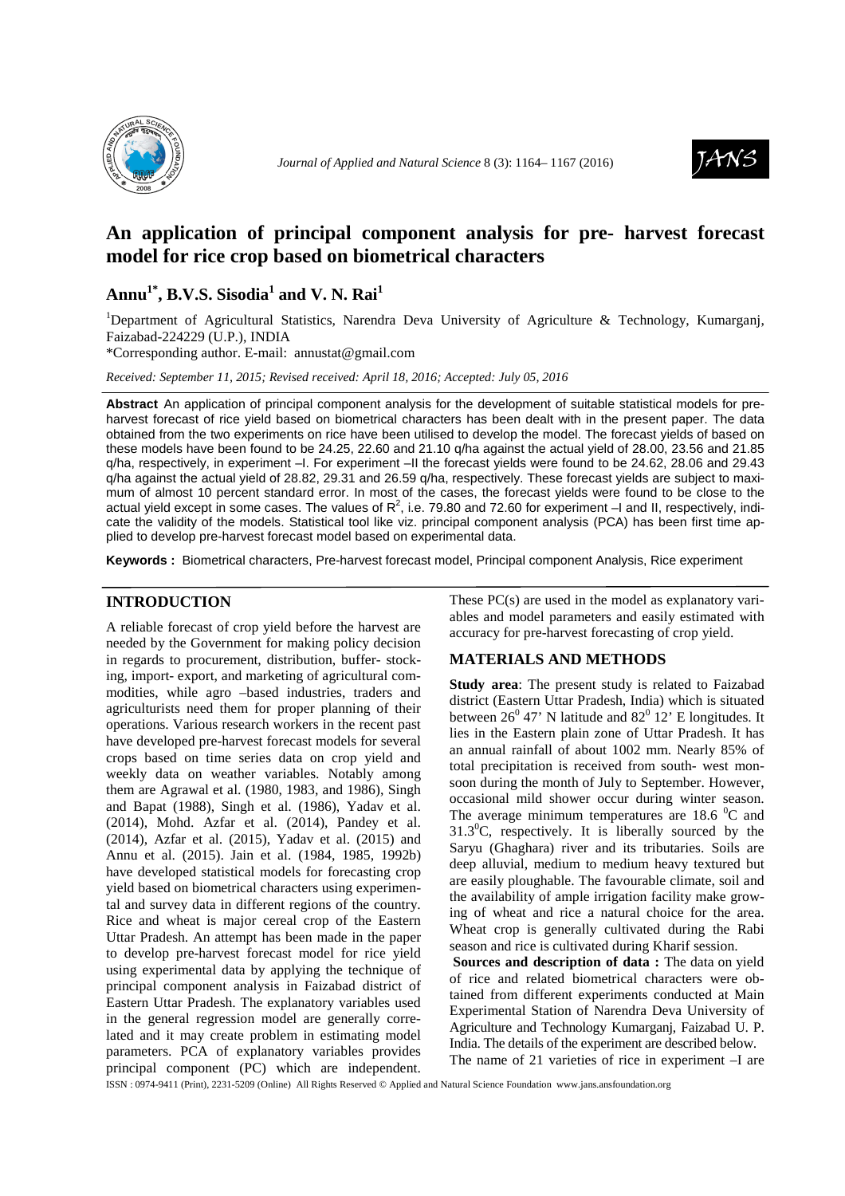# An application of principal component analysis for pre- harvest forecast model for rice crop based on biometrical characters

**Annu[1*], B.V.S. Sisodia[1] and V. N. Rai[1]**

[1]Department of Agricultural Statistics, Narendra Deva University of Agriculture & Technology, Kumarganj, Faizabad-224229 (U.P.), INDIA

*Corresponding author. E-mail: annustat@gmail.com

*Received: September 11, 2015; Revised received: April 18, 2016; Accepted: July 05, 2016*

**Abstract** An application of principal component analysis for the development of suitable statistical models for pre-harvest forecast of rice yield based on biometrical characters has been dealt with in the present paper. The data obtained from the two experiments on rice have been utilised to develop the model. The forecast yields of based on these models have been found to be 24.25, 22.60 and 21.10 q/ha against the actual yield of 28.00, 23.56 and 21.85 q/ha, respectively, in experiment –I. For experiment –II the forecast yields were found to be 24.62, 28.06 and 29.43 q/ha against the actual yield of 28.82, 29.31 and 26.59 q/ha, respectively. These forecast yields are subject to maximum of almost 10 percent standard error. In most of the cases, the forecast yields were found to be close to the actual yield except in some cases. The values of $R^2$, i.e. 79.80 and 72.60 for experiment –I and II, respectively, indicate the validity of the models. Statistical tool like viz. principal component analysis (PCA) has been first time applied to develop pre-harvest forecast model based on experimental data.

**Keywords :** Biometrical characters, Pre-harvest forecast model, Principal component Analysis, Rice experiment

## INTRODUCTION

A reliable forecast of crop yield before the harvest are needed by the Government for making policy decision in regards to procurement, distribution, buffer- stocking, import- export, and marketing of agricultural commodities, while agro –based industries, traders and agriculturists need them for proper planning of their operations. Various research workers in the recent past have developed pre-harvest forecast models for several crops based on time series data on crop yield and weekly data on weather variables. Notably among them are Agrawal et al. (1980, 1983, and 1986), Singh and Bapat (1988), Singh et al. (1986), Yadav et al. (2014), Mohd. Azfar et al. (2014), Pandey et al. (2014), Azfar et al. (2015), Yadav et al. (2015) and Annu et al. (2015). Jain et al. (1984, 1985, 1992b) have developed statistical models for forecasting crop yield based on biometrical characters using experimental and survey data in different regions of the country. Rice and wheat is major cereal crop of the Eastern Uttar Pradesh. An attempt has been made in the paper to develop pre-harvest forecast model for rice yield using experimental data by applying the technique of principal component analysis in Faizabad district of Eastern Uttar Pradesh. The explanatory variables used in the general regression model are generally correlated and it may create problem in estimating model parameters. PCA of explanatory variables provides principal component (PC) which are independent. These PC(s) are used in the model as explanatory variables and model parameters and easily estimated with accuracy for pre-harvest forecasting of crop yield.

## MATERIALS AND METHODS

**Study area**: The present study is related to Faizabad district (Eastern Uttar Pradesh, India) which is situated between $26^0$ 47' N latitude and $82^0$ 12' E longitudes. It lies in the Eastern plain zone of Uttar Pradesh. It has an annual rainfall of about 1002 mm. Nearly 85% of total precipitation is received from south- west monsoon during the month of July to September. However, occasional mild shower occur during winter season. The average minimum temperatures are 18.6 $^0$C and 31.3$^0$C, respectively. It is liberally sourced by the Saryu (Ghaghara) river and its tributaries. Soils are deep alluvial, medium to medium heavy textured but are easily ploughable. The favourable climate, soil and the availability of ample irrigation facility make growing of wheat and rice a natural choice for the area. Wheat crop is generally cultivated during the Rabi season and rice is cultivated during Kharif session.

**Sources and description of data :** The data on yield of rice and related biometrical characters were obtained from different experiments conducted at Main Experimental Station of Narendra Deva University of Agriculture and Technology Kumarganj, Faizabad U. P. India. The details of the experiment are described below.

The name of 21 varieties of rice in experiment –I are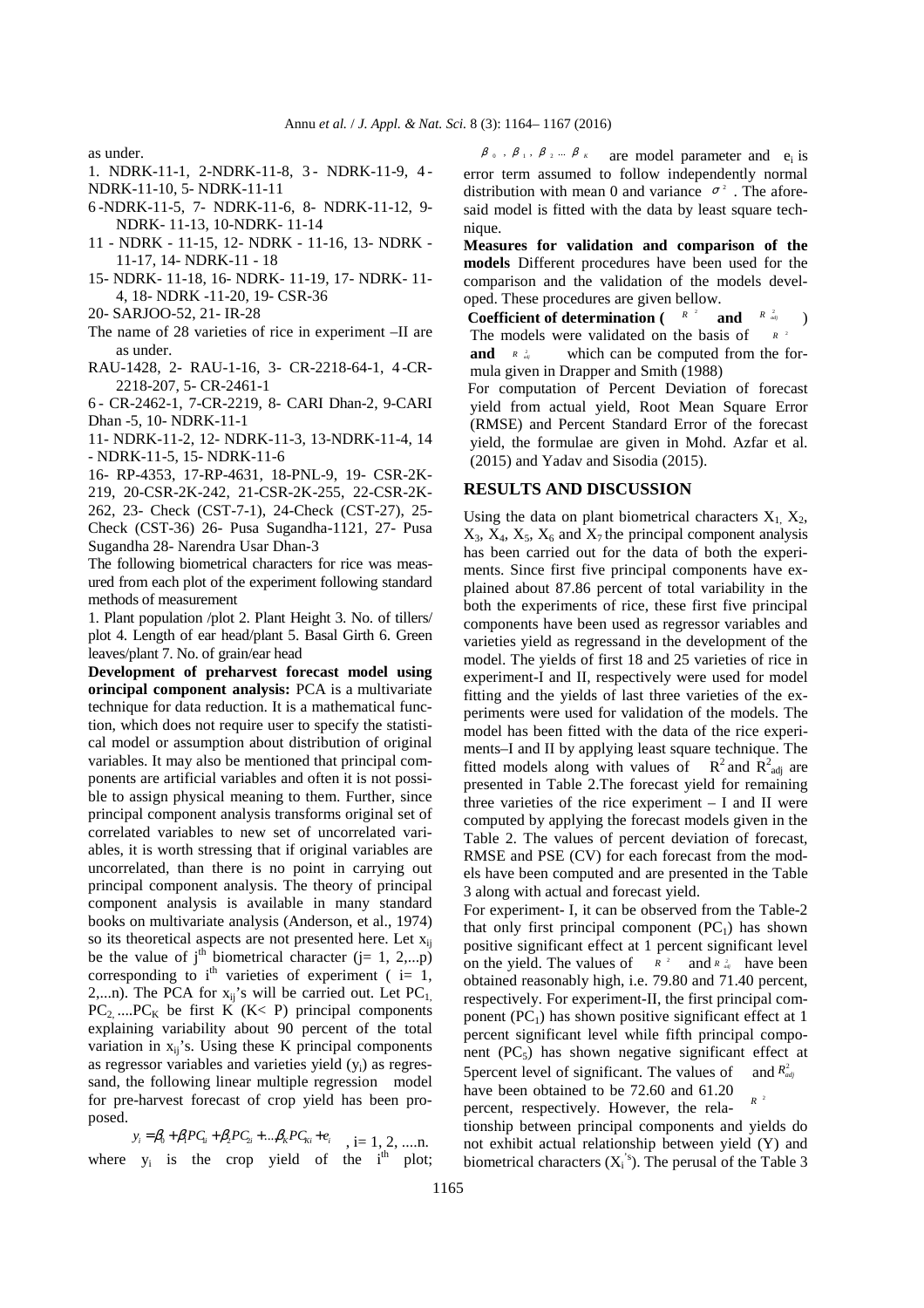as under.

1. NDRK-11-1, 2-NDRK-11-8, 3 - NDRK-11-9, 4 - NDRK-11-10, 5- NDRK-11-11

6 -NDRK-11-5, 7- NDRK-11-6, 8- NDRK-11-12, 9- NDRK- 11-13, 10-NDRK- 11-14

11 - NDRK - 11-15, 12- NDRK - 11-16, 13- NDRK - 11-17, 14- NDRK-11 - 18

15- NDRK- 11-18, 16- NDRK- 11-19, 17- NDRK- 11-4, 18- NDRK -11-20, 19- CSR-36

20- SARJOO-52, 21- IR-28

The name of 28 varieties of rice in experiment –II are as under.

RAU-1428, 2- RAU-1-16, 3- CR-2218-64-1, 4 -CR-2218-207, 5- CR-2461-1

6 - CR-2462-1, 7-CR-2219, 8- CARI Dhan-2, 9-CARI Dhan -5, 10- NDRK-11-1

11- NDRK-11-2, 12- NDRK-11-3, 13-NDRK-11-4, 14 - NDRK-11-5, 15- NDRK-11-6

16- RP-4353, 17-RP-4631, 18-PNL-9, 19- CSR-2K-219, 20-CSR-2K-242, 21-CSR-2K-255, 22-CSR-2K-262, 23- Check (CST-7-1), 24-Check (CST-27), 25-Check (CST-36) 26- Pusa Sugandha-1121, 27- Pusa Sugandha 28- Narendra Usar Dhan-3

The following biometrical characters for rice was measured from each plot of the experiment following standard methods of measurement

1. Plant population /plot 2. Plant Height 3. No. of tillers/ plot 4. Length of ear head/plant 5. Basal Girth 6. Green leaves/plant 7. No. of grain/ear head

**Development of preharvest forecast model using orincipal component analysis:** PCA is a multivariate technique for data reduction. It is a mathematical function, which does not require user to specify the statistical model or assumption about distribution of original variables. It may also be mentioned that principal components are artificial variables and often it is not possible to assign physical meaning to them. Further, since principal component analysis transforms original set of correlated variables to new set of uncorrelated variables, it is worth stressing that if original variables are uncorrelated, than there is no point in carrying out principal component analysis. The theory of principal component analysis is available in many standard books on multivariate analysis (Anderson, et al., 1974) so its theoretical aspects are not presented here. Let $x_{ij}$ be the value of $j^{th}$ biometrical character ($j= 1, 2,...p$) corresponding to $i^{th}$ varieties of experiment ( $i= 1, 2,...n$). The PCA for $x_{ij}$'s will be carried out. Let $PC_1$, $PC_2$, ....$PC_K$ be first K (K< P) principal components explaining variability about 90 percent of the total variation in $x_{ij}$'s. Using these K principal components as regressor variables and varieties yield ($y_i$) as regressand, the following linear multiple regression model for pre-harvest forecast of crop yield has been proposed.

$$y_i = \beta_0 + \beta_1 PC_{1i} + \beta_2 PC_{2i} + ... \beta_K PC_{Ki} + e_i \quad , i= 1, 2, ....n.$$

where $y_i$ is the crop yield of the $i^{th}$ plot; $\beta_0$, $\beta_1$, $\beta_2$ ... $\beta_K$ are model parameter and $e_i$ is error term assumed to follow independently normal distribution with mean 0 and variance $\sigma^2$. The aforesaid model is fitted with the data by least square technique.

**Measures for validation and comparison of the models** Different procedures have been used for the comparison and the validation of the models developed. These procedures are given bellow.

**Coefficient of determination ( $R^2$ and $R^2_{adj}$ )** The models were validated on the basis of $R^2$ **and** $R^2_{adj}$ which can be computed from the formula given in Drapper and Smith (1988)

For computation of Percent Deviation of forecast yield from actual yield, Root Mean Square Error (RMSE) and Percent Standard Error of the forecast yield, the formulae are given in Mohd. Azfar et al. (2015) and Yadav and Sisodia (2015).

## RESULTS AND DISCUSSION

Using the data on plant biometrical characters $X_1$, $X_2$, $X_3$, $X_4$, $X_5$, $X_6$ and $X_7$ the principal component analysis has been carried out for the data of both the experiments. Since first five principal components have explained about 87.86 percent of total variability in the both the experiments of rice, these first five principal components have been used as regressor variables and varieties yield as regressand in the development of the model. The yields of first 18 and 25 varieties of rice in experiment-I and II, respectively were used for model fitting and the yields of last three varieties of the experiments were used for validation of the models. The model has been fitted with the data of the rice experiments–I and II by applying least square technique. The fitted models along with values of $R^2$ and $R^2_{adj}$ are presented in Table 2.The forecast yield for remaining three varieties of the rice experiment – I and II were computed by applying the forecast models given in the Table 2. The values of percent deviation of forecast, RMSE and PSE (CV) for each forecast from the models have been computed and are presented in the Table 3 along with actual and forecast yield.

For experiment- I, it can be observed from the Table-2 that only first principal component ($PC_1$) has shown positive significant effect at 1 percent significant level on the yield. The values of $R^2$ and $R^2_{adj}$ have been obtained reasonably high, i.e. 79.80 and 71.40 percent, respectively. For experiment-II, the first principal component ($PC_1$) has shown positive significant effect at 1 percent significant level while fifth principal component ($PC_5$) has shown negative significant effect at 5percent level of significant. The values of $R^2$ and $R^2_{adj}$ have been obtained to be 72.60 and 61.20 percent, respectively. However, the relationship between principal components and yields do not exhibit actual relationship between yield (Y) and biometrical characters ($X_i$'s). The perusal of the Table 3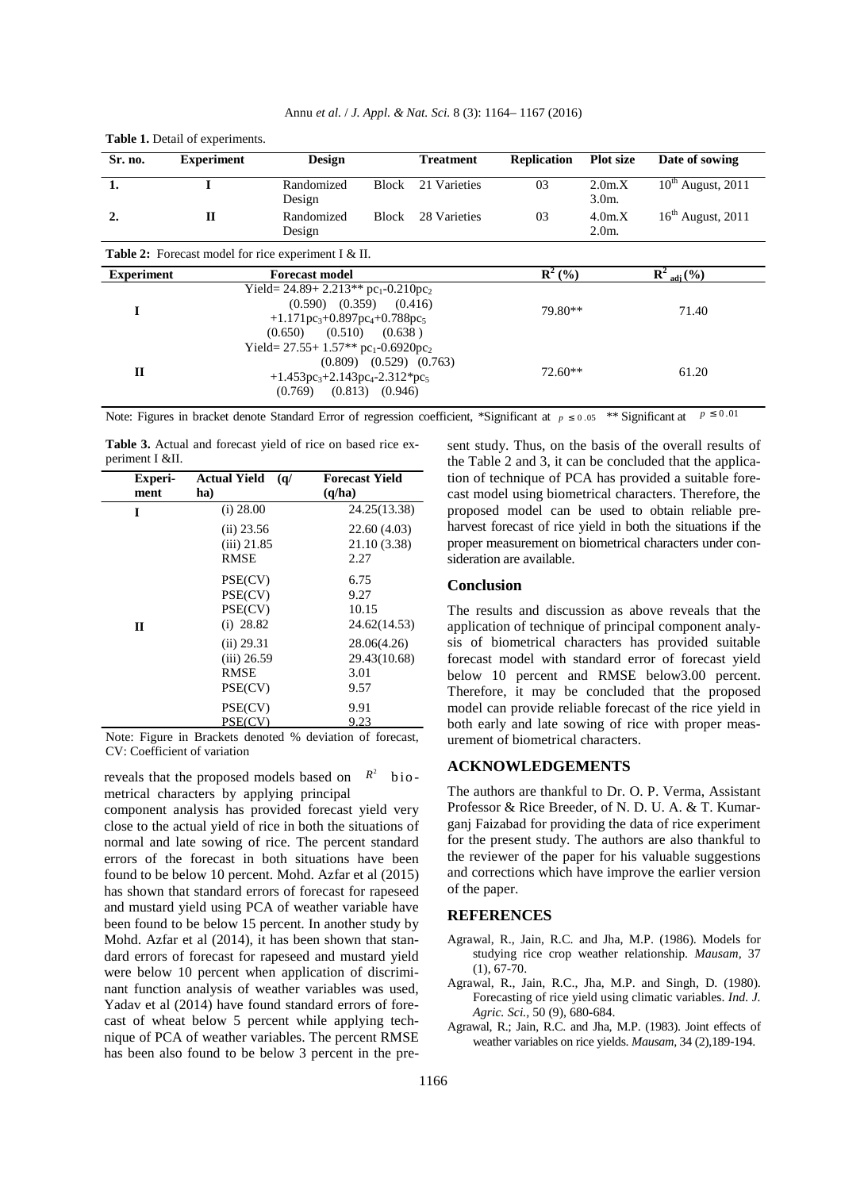**Table 1.** Detail of experiments.

| Sr. no. | Experiment | Design | Treatment | Replication | Plot size | Date of sowing |
|---|---|---|---|---|---|---|
| 1. | I | Randomized Block Design | 21 Varieties | 03 | 2.0m.X 3.0m. | 10th August, 2011 |
| 2. | II | Randomized Block Design | 28 Varieties | 03 | 4.0m.X 2.0m. | 16th August, 2011 |

**Table 2:** Forecast model for rice experiment I & II.

| Experiment | Forecast model | $R^2$ (%) | $R^2_{adj}$ (%) |
|---|---|---|---|
| I | Yield= 24.89+ 2.213** $pc_1$-0.210$pc_2$ (0.590) (0.359) (0.416) +1.171$pc_3$+0.897$pc_4$+0.788$pc_5$ (0.650) (0.510) (0.638) | 79.80** | 71.40 |
| II | Yield= 27.55+ 1.57** $pc_1$-0.6920$pc_2$ (0.809) (0.529) (0.763) +1.453$pc_3$+2.143$pc_4$-2.312*$pc_5$ (0.769) (0.813) (0.946) | 72.60** | 61.20 |

Note: Figures in bracket denote Standard Error of regression coefficient, *Significant at $p \le 0.05$ ** Significant at $p \le 0.01$

**Table 3.** Actual and forecast yield of rice on based rice experiment I &II.

| Experiment | Actual Yield (q/ha) | Forecast Yield (q/ha) |
|---|---|---|
| I | (i) 28.00 | 24.25(13.38) |
| | (ii) 23.56 | 22.60 (4.03) |
| | (iii) 21.85 | 21.10 (3.38) |
| | RMSE | 2.27 |
| | PSE(CV) | 6.75 |
| | PSE(CV) | 9.27 |
| | PSE(CV) | 10.15 |
| II | (i) 28.82 | 24.62(14.53) |
| | (ii) 29.31 | 28.06(4.26) |
| | (iii) 26.59 | 29.43(10.68) |
| | RMSE | 3.01 |
| | PSE(CV) | 9.57 |
| | PSE(CV) | 9.91 |
| | PSE(CV) | 9.23 |

Note: Figure in Brackets denoted % deviation of forecast, CV: Coefficient of variation

reveals that the proposed models based on $R^2$ biometrical characters by applying principal component analysis has provided forecast yield very close to the actual yield of rice in both the situations of normal and late sowing of rice. The percent standard errors of the forecast in both situations have been found to be below 10 percent. Mohd. Azfar et al (2015) has shown that standard errors of forecast for rapeseed and mustard yield using PCA of weather variable have been found to be below 15 percent. In another study by Mohd. Azfar et al (2014), it has been shown that standard errors of forecast for rapeseed and mustard yield were below 10 percent when application of discriminant function analysis of weather variables was used, Yadav et al (2014) have found standard errors of forecast of wheat below 5 percent while applying technique of PCA of weather variables. The percent RMSE has been also found to be below 3 percent in the present study. Thus, on the basis of the overall results of the Table 2 and 3, it can be concluded that the application of technique of PCA has provided a suitable forecast model using biometrical characters. Therefore, the proposed model can be used to obtain reliable pre-harvest forecast of rice yield in both the situations if the proper measurement on biometrical characters under consideration are available.

## Conclusion

The results and discussion as above reveals that the application of technique of principal component analysis of biometrical characters has provided suitable forecast model with standard error of forecast yield below 10 percent and RMSE below3.00 percent. Therefore, it may be concluded that the proposed model can provide reliable forecast of the rice yield in both early and late sowing of rice with proper measurement of biometrical characters.

## ACKNOWLEDGEMENTS

The authors are thankful to Dr. O. P. Verma, Assistant Professor & Rice Breeder, of N. D. U. A. & T. Kumarganj Faizabad for providing the data of rice experiment for the present study. The authors are also thankful to the reviewer of the paper for his valuable suggestions and corrections which have improve the earlier version of the paper.

## REFERENCES

- Agrawal, R., Jain, R.C. and Jha, M.P. (1986). Models for studying rice crop weather relationship. *Mausam,* 37 (1), 67-70.
- Agrawal, R., Jain, R.C., Jha, M.P. and Singh, D. (1980). Forecasting of rice yield using climatic variables. *Ind. J. Agric. Sci.,* 50 (9), 680-684.
- Agrawal, R.; Jain, R.C. and Jha, M.P. (1983). Joint effects of weather variables on rice yields. *Mausam*, 34 (2),189-194.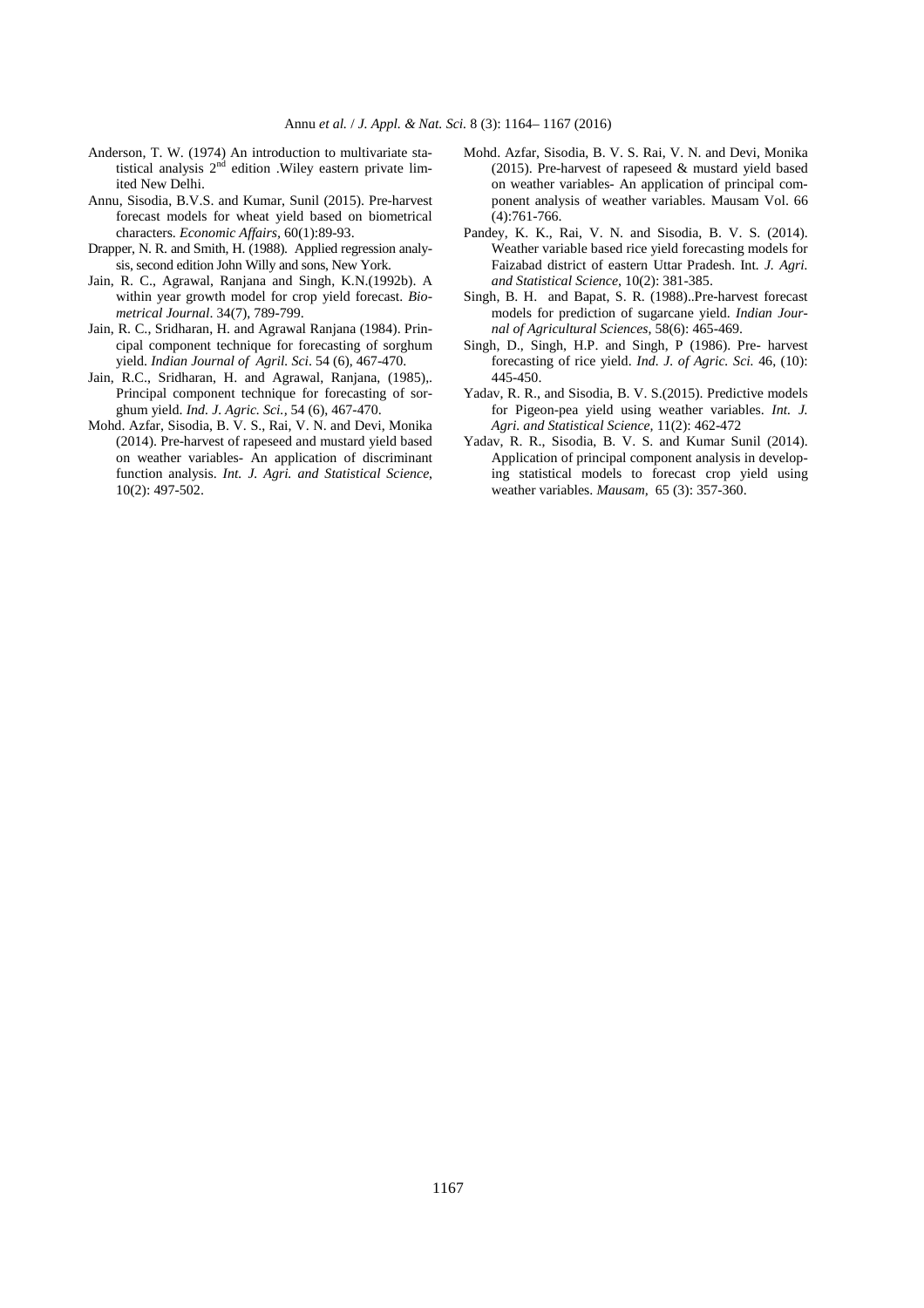Anderson, T. W. (1974) An introduction to multivariate statistical analysis 2nd edition .Wiley eastern private limited New Delhi.

Annu, Sisodia, B.V.S. and Kumar, Sunil (2015). Pre-harvest forecast models for wheat yield based on biometrical characters. *Economic Affairs*, 60(1):89-93.

Drapper, N. R. and Smith, H. (1988). Applied regression analysis, second edition John Willy and sons, New York.

Jain, R. C., Agrawal, Ranjana and Singh, K.N.(1992b). A within year growth model for crop yield forecast. *Biometrical Journal*. 34(7), 789-799.

Jain, R. C., Sridharan, H. and Agrawal Ranjana (1984). Principal component technique for forecasting of sorghum yield. *Indian Journal of Agril. Sci*. 54 (6), 467-470.

Jain, R.C., Sridharan, H. and Agrawal, Ranjana, (1985),. Principal component technique for forecasting of sorghum yield. *Ind. J. Agric. Sci.,* 54 (6), 467-470.

Mohd. Azfar, Sisodia, B. V. S., Rai, V. N. and Devi, Monika (2014). Pre-harvest of rapeseed and mustard yield based on weather variables- An application of discriminant function analysis. *Int. J. Agri. and Statistical Science*, 10(2): 497-502.

Mohd. Azfar, Sisodia, B. V. S. Rai, V. N. and Devi, Monika (2015). Pre-harvest of rapeseed & mustard yield based on weather variables- An application of principal component analysis of weather variables. Mausam Vol. 66 (4):761-766.

Pandey, K. K., Rai, V. N. and Sisodia, B. V. S. (2014). Weather variable based rice yield forecasting models for Faizabad district of eastern Uttar Pradesh. Int. *J. Agri. and Statistical Science*, 10(2): 381-385.

Singh, B. H. and Bapat, S. R. (1988)..Pre-harvest forecast models for prediction of sugarcane yield. *Indian Journal of Agricultural Sciences*, 58(6): 465-469.

Singh, D., Singh, H.P. and Singh, P (1986). Pre- harvest forecasting of rice yield. *Ind. J. of Agric. Sci.* 46, (10): 445-450.

Yadav, R. R., and Sisodia, B. V. S.(2015). Predictive models for Pigeon-pea yield using weather variables. *Int. J. Agri. and Statistical Science*, 11(2): 462-472

Yadav, R. R., Sisodia, B. V. S. and Kumar Sunil (2014). Application of principal component analysis in developing statistical models to forecast crop yield using weather variables. *Mausam,* 65 (3): 357-360.